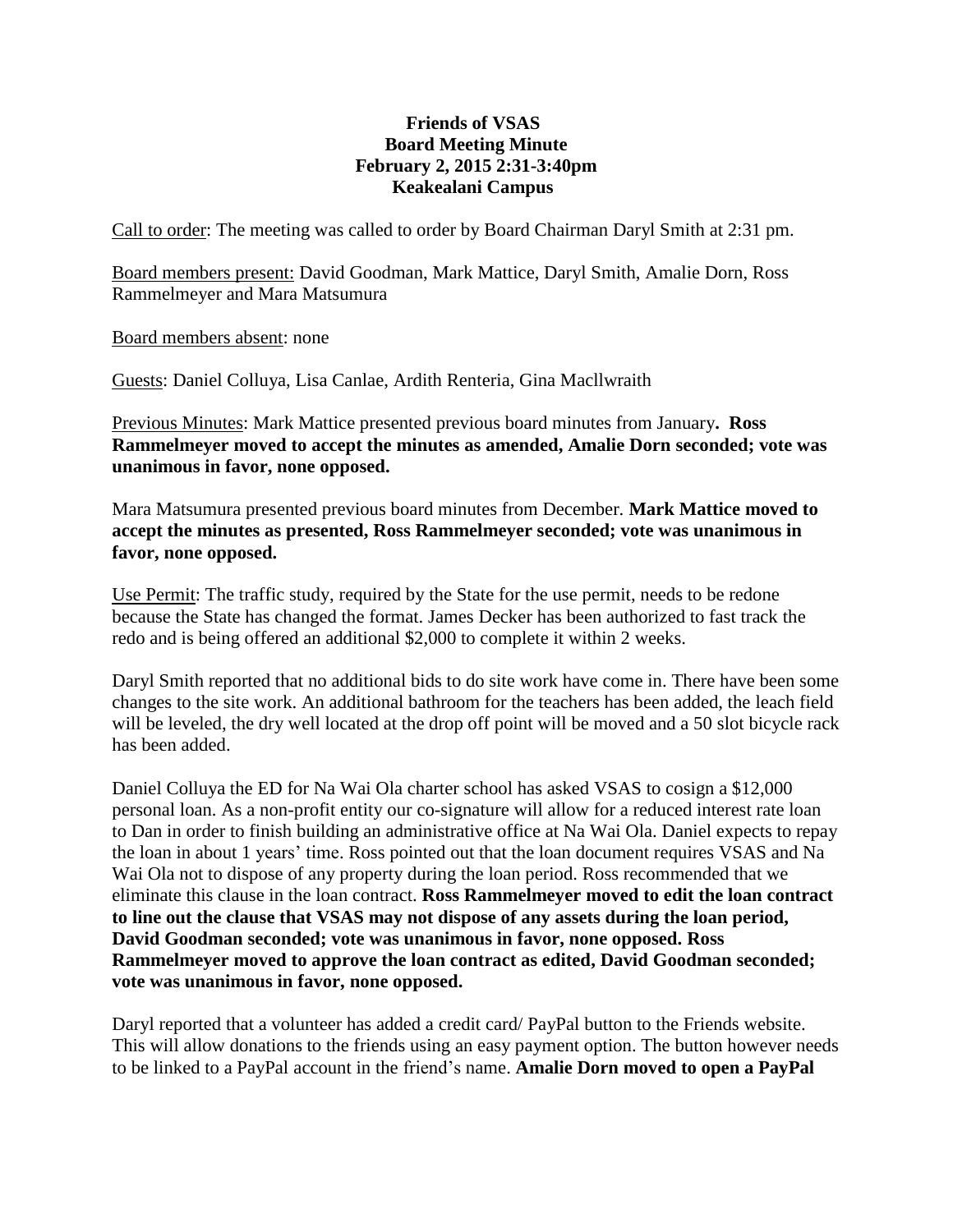**Friends of VSAS**
**Board Meeting Minute**
**February 2, 2015 2:31-3:40pm**
**Keakealani Campus**

<u>Call to order</u>: The meeting was called to order by Board Chairman Daryl Smith at 2:31 pm.

<u>Board members present:</u> David Goodman, Mark Mattice, Daryl Smith, Amalie Dorn, Ross Rammelmeyer and Mara Matsumura

<u>Board members absent</u>: none

<u>Guests</u>: Daniel Colluya, Lisa Canlae, Ardith Renteria, Gina Macllwraith

<u>Previous Minutes</u>: Mark Mattice presented previous board minutes from January**. Ross Rammelmeyer moved to accept the minutes as amended, Amalie Dorn seconded; vote was unanimous in favor, none opposed.**

Mara Matsumura presented previous board minutes from December. **Mark Mattice moved to accept the minutes as presented, Ross Rammelmeyer seconded; vote was unanimous in favor, none opposed.**

<u>Use Permit</u>: The traffic study, required by the State for the use permit, needs to be redone because the State has changed the format. James Decker has been authorized to fast track the redo and is being offered an additional $2,000 to complete it within 2 weeks.

Daryl Smith reported that no additional bids to do site work have come in. There have been some changes to the site work. An additional bathroom for the teachers has been added, the leach field will be leveled, the dry well located at the drop off point will be moved and a 50 slot bicycle rack has been added.

Daniel Colluya the ED for Na Wai Ola charter school has asked VSAS to cosign a $12,000 personal loan. As a non-profit entity our co-signature will allow for a reduced interest rate loan to Dan in order to finish building an administrative office at Na Wai Ola. Daniel expects to repay the loan in about 1 years' time. Ross pointed out that the loan document requires VSAS and Na Wai Ola not to dispose of any property during the loan period. Ross recommended that we eliminate this clause in the loan contract. **Ross Rammelmeyer moved to edit the loan contract to line out the clause that VSAS may not dispose of any assets during the loan period, David Goodman seconded; vote was unanimous in favor, none opposed. Ross Rammelmeyer moved to approve the loan contract as edited, David Goodman seconded; vote was unanimous in favor, none opposed.**

Daryl reported that a volunteer has added a credit card/ PayPal button to the Friends website. This will allow donations to the friends using an easy payment option. The button however needs to be linked to a PayPal account in the friend's name. **Amalie Dorn moved to open a PayPal**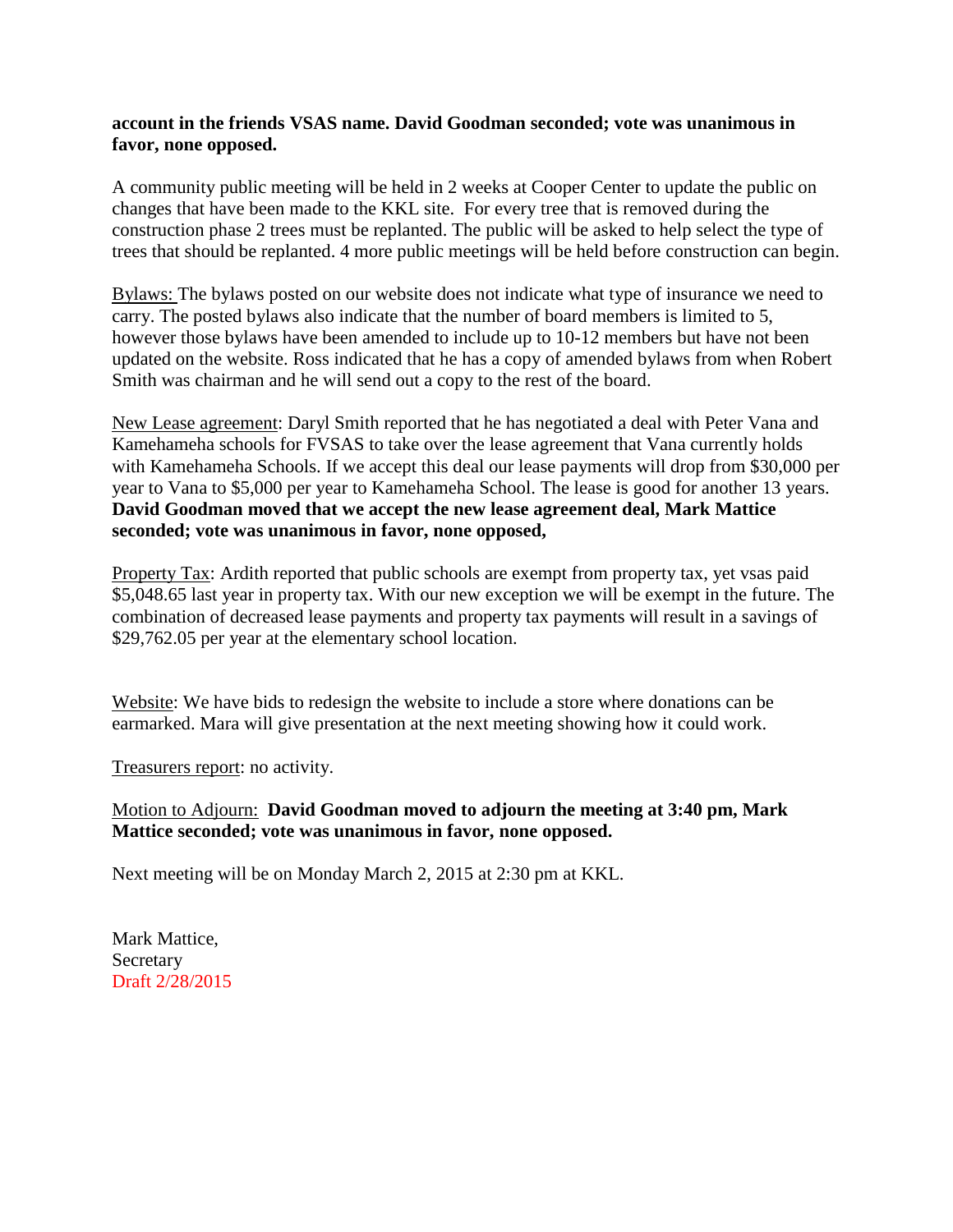**account in the friends VSAS name. David Goodman seconded; vote was unanimous in favor, none opposed.**

A community public meeting will be held in 2 weeks at Cooper Center to update the public on changes that have been made to the KKL site. For every tree that is removed during the construction phase 2 trees must be replanted. The public will be asked to help select the type of trees that should be replanted. 4 more public meetings will be held before construction can begin.

Bylaws: The bylaws posted on our website does not indicate what type of insurance we need to carry. The posted bylaws also indicate that the number of board members is limited to 5, however those bylaws have been amended to include up to 10-12 members but have not been updated on the website. Ross indicated that he has a copy of amended bylaws from when Robert Smith was chairman and he will send out a copy to the rest of the board.

New Lease agreement: Daryl Smith reported that he has negotiated a deal with Peter Vana and Kamehameha schools for FVSAS to take over the lease agreement that Vana currently holds with Kamehameha Schools. If we accept this deal our lease payments will drop from $30,000 per year to Vana to $5,000 per year to Kamehameha School. The lease is good for another 13 years. **David Goodman moved that we accept the new lease agreement deal, Mark Mattice seconded; vote was unanimous in favor, none opposed,**

Property Tax: Ardith reported that public schools are exempt from property tax, yet vsas paid $5,048.65 last year in property tax. With our new exception we will be exempt in the future. The combination of decreased lease payments and property tax payments will result in a savings of $29,762.05 per year at the elementary school location.

Website: We have bids to redesign the website to include a store where donations can be earmarked. Mara will give presentation at the next meeting showing how it could work.

Treasurers report: no activity.

Motion to Adjourn: **David Goodman moved to adjourn the meeting at 3:40 pm, Mark Mattice seconded; vote was unanimous in favor, none opposed.**

Next meeting will be on Monday March 2, 2015 at 2:30 pm at KKL.

Mark Mattice,
Secretary
Draft 2/28/2015